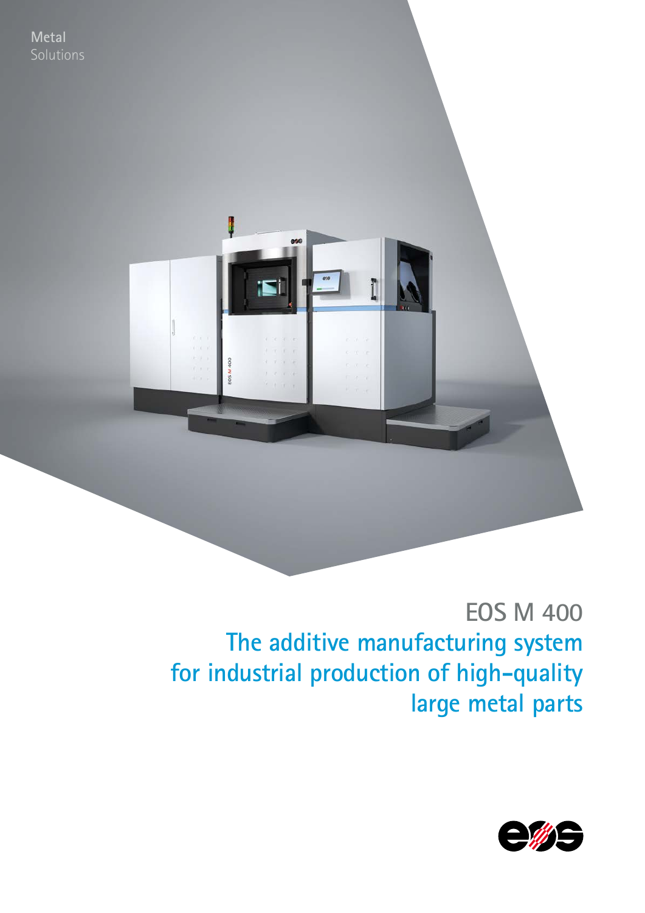Metal
Solutions

# EOS M 400

## The additive manufacturing system for industrial production of high-quality large metal parts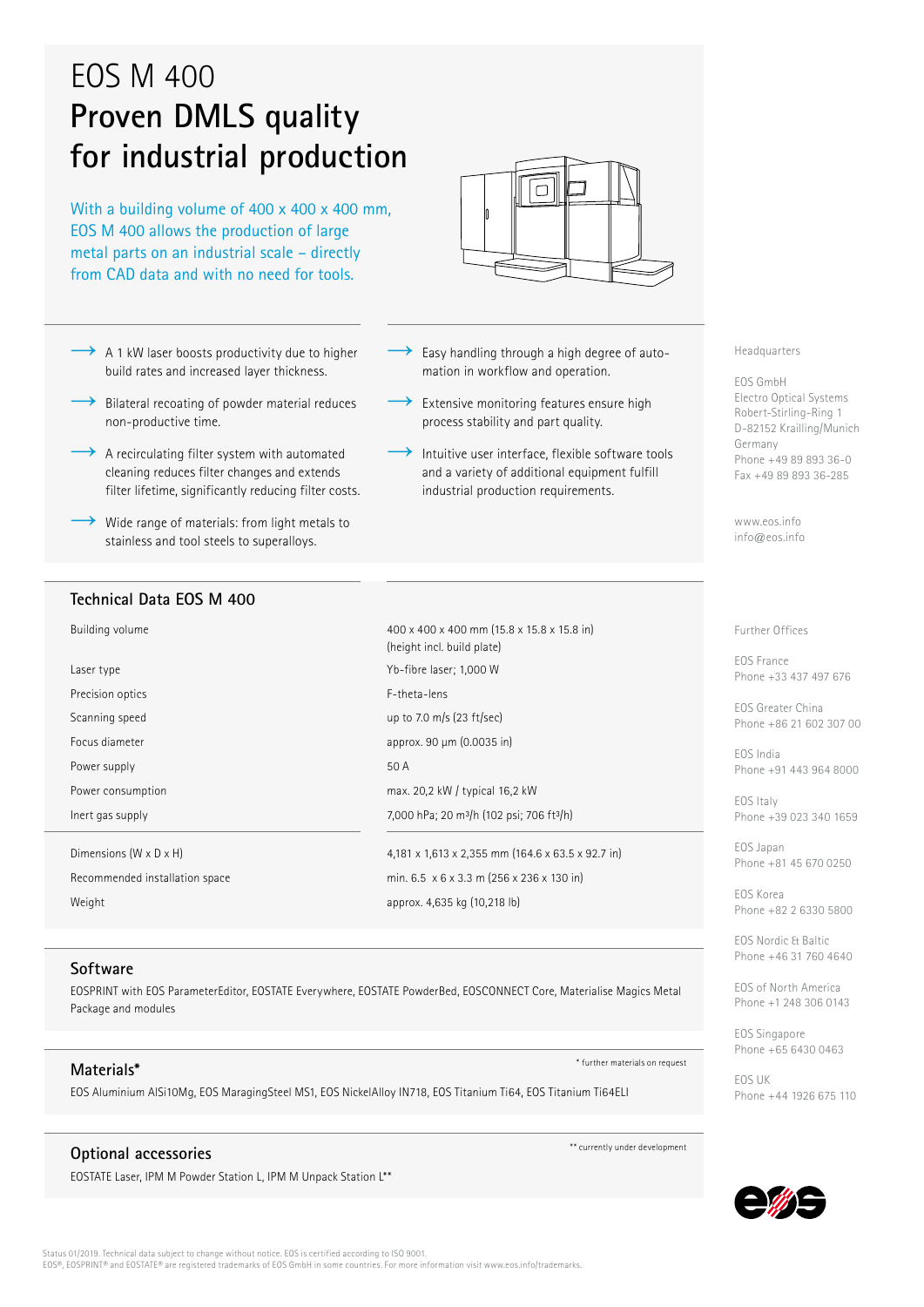# EOS M 400

## Proven DMLS quality for industrial production

With a building volume of 400 x 400 x 400 mm, EOS M 400 allows the production of large metal parts on an industrial scale – directly from CAD data and with no need for tools.

- A 1 kW laser boosts productivity due to higher build rates and increased layer thickness.
- Bilateral recoating of powder material reduces non-productive time.
- A recirculating filter system with automated cleaning reduces filter changes and extends filter lifetime, significantly reducing filter costs.
- Wide range of materials: from light metals to stainless and tool steels to superalloys.
- Easy handling through a high degree of automation in workflow and operation.
- Extensive monitoring features ensure high process stability and part quality.
- Intuitive user interface, flexible software tools and a variety of additional equipment fulfill industrial production requirements.

### Technical Data EOS M 400

| | |
|---|---|
| Building volume | 400 x 400 x 400 mm (15.8 x 15.8 x 15.8 in) (height incl. build plate) |
| Laser type | Yb-fibre laser; 1,000 W |
| Precision optics | F-theta-lens |
| Scanning speed | up to 7.0 m/s (23 ft/sec) |
| Focus diameter | approx. 90 µm (0.0035 in) |
| Power supply | 50 A |
| Power consumption | max. 20,2 kW / typical 16,2 kW |
| Inert gas supply | 7,000 hPa; 20 m³/h (102 psi; 706 ft³/h) |
| Dimensions (W x D x H) | 4,181 x 1,613 x 2,355 mm (164.6 x 63.5 x 92.7 in) |
| Recommended installation space | min. 6.5 x 6 x 3.3 m (256 x 236 x 130 in) |
| Weight | approx. 4,635 kg (10,218 lb) |

### Software

EOSPRINT with EOS ParameterEditor, EOSTATE Everywhere, EOSTATE PowderBed, EOSCONNECT Core, Materialise Magics Metal Package and modules

### Materials*

EOS Aluminium AlSi10Mg, EOS MaragingSteel MS1, EOS NickelAlloy IN718, EOS Titanium Ti64, EOS Titanium Ti64ELI

* further materials on request

### Optional accessories

EOSTATE Laser, IPM M Powder Station L, IPM M Unpack Station L**

** currently under development

Headquarters

EOS GmbH
Electro Optical Systems
Robert-Stirling-Ring 1
D-82152 Krailling/Munich
Germany
Phone +49 89 893 36-0
Fax +49 89 893 36-285

www.eos.info
info@eos.info

Further Offices

EOS France
Phone +33 437 497 676

EOS Greater China
Phone +86 21 602 307 00

EOS India
Phone +91 443 964 8000

EOS Italy
Phone +39 023 340 1659

EOS Japan
Phone +81 45 670 0250

EOS Korea
Phone +82 2 6330 5800

EOS Nordic & Baltic
Phone +46 31 760 4640

EOS of North America
Phone +1 248 306 0143

EOS Singapore
Phone +65 6430 0463

EOS UK
Phone +44 1926 675 110

Status 01/2019. Technical data subject to change without notice. EOS is certified according to ISO 9001.
EOS®, EOSPRINT® and EOSTATE® are registered trademarks of EOS GmbH in some countries. For more information visit www.eos.info/trademarks.